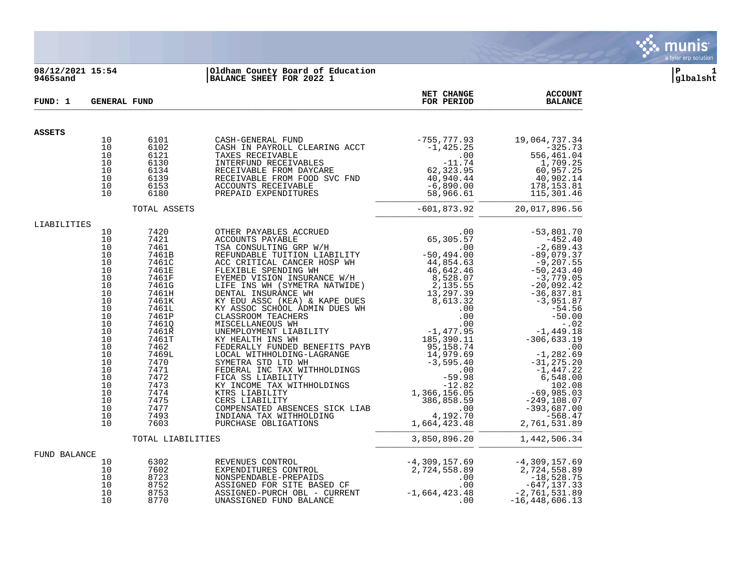08/12/2021 15:54 | Oldham County Board of Education
9465sand | BALANCE SHEET FOR 2022 1

P 1
glbalsht

**FUND: 1 GENERAL FUND**

| | | | | NET CHANGE FOR PERIOD | ACCOUNT BALANCE |
|---|---|---|---|---|---|
| **ASSETS** | | | | | |
| | 10 | 6101 | CASH-GENERAL FUND | -755,777.93 | 19,064,737.34 |
| | 10 | 6102 | CASH IN PAYROLL CLEARING ACCT | -1,425.25 | -325.73 |
| | 10 | 6121 | TAXES RECEIVABLE | .00 | 556,461.04 |
| | 10 | 6130 | INTERFUND RECEIVABLES | -11.74 | 1,709.25 |
| | 10 | 6134 | RECEIVABLE FROM DAYCARE | 62,323.95 | 60,957.25 |
| | 10 | 6139 | RECEIVABLE FROM FOOD SVC FND | 40,940.44 | 40,902.14 |
| | 10 | 6153 | ACCOUNTS RECEIVABLE | -6,890.00 | 178,153.81 |
| | 10 | 6180 | PREPAID EXPENDITURES | 58,966.61 | 115,301.46 |
| | | TOTAL ASSETS | | -601,873.92 | 20,017,896.56 |
| LIABILITIES | | | | | |
| | 10 | 7420 | OTHER PAYABLES ACCRUED | .00 | -53,801.70 |
| | 10 | 7421 | ACCOUNTS PAYABLE | 65,305.57 | -452.40 |
| | 10 | 7461 | TSA CONSULTING GRP W/H | .00 | -2,689.43 |
| | 10 | 7461B | REFUNDABLE TUITION LIABILITY | -50,494.00 | -89,079.37 |
| | 10 | 7461C | ACC CRITICAL CANCER HOSP WH | 44,854.63 | -9,207.55 |
| | 10 | 7461E | FLEXIBLE SPENDING WH | 46,642.46 | -50,243.40 |
| | 10 | 7461F | EYEMED VISION INSURANCE W/H | 8,528.07 | -3,779.05 |
| | 10 | 7461G | LIFE INS WH (SYMETRA NATWIDE) | 2,135.55 | -20,092.42 |
| | 10 | 7461H | DENTAL INSURANCE WH | 13,297.39 | -36,837.81 |
| | 10 | 7461K | KY EDU ASSC (KEA) & KAPE DUES | 8,613.32 | -3,951.87 |
| | 10 | 7461L | KY ASSOC SCHOOL ADMIN DUES WH | .00 | -54.56 |
| | 10 | 7461P | CLASSROOM TEACHERS | .00 | -50.00 |
| | 10 | 7461Q | MISCELLANEOUS WH | .00 | -.02 |
| | 10 | 7461R | UNEMPLOYMENT LIABILITY | -1,477.95 | -1,449.18 |
| | 10 | 7461T | KY HEALTH INS WH | 185,390.11 | -306,633.19 |
| | 10 | 7462 | FEDERALLY FUNDED BENEFITS PAYB | 95,158.74 | .00 |
| | 10 | 7469L | LOCAL WITHHOLDING-LAGRANGE | 14,979.69 | -1,282.69 |
| | 10 | 7470 | SYMETRA STD LTD WH | -3,595.40 | -31,275.20 |
| | 10 | 7471 | FEDERAL INC TAX WITHHOLDINGS | .00 | -1,447.22 |
| | 10 | 7472 | FICA SS LIABILITY | -59.98 | 6,548.00 |
| | 10 | 7473 | KY INCOME TAX WITHHOLDINGS | -12.82 | 102.08 |
| | 10 | 7474 | KTRS LIABILITY | 1,366,156.05 | -69,985.03 |
| | 10 | 7475 | CERS LIABILITY | 386,858.59 | -249,108.07 |
| | 10 | 7477 | COMPENSATED ABSENCES SICK LIAB | .00 | -393,687.00 |
| | 10 | 7493 | INDIANA TAX WITHHOLDING | 4,192.70 | -568.47 |
| | 10 | 7603 | PURCHASE OBLIGATIONS | 1,664,423.48 | 2,761,531.89 |
| | | TOTAL LIABILITIES | | 3,850,896.20 | 1,442,506.34 |
| FUND BALANCE | | | | | |
| | 10 | 6302 | REVENUES CONTROL | -4,309,157.69 | -4,309,157.69 |
| | 10 | 7602 | EXPENDITURES CONTROL | 2,724,558.89 | 2,724,558.89 |
| | 10 | 8723 | NONSPENDABLE-PREPAIDS | .00 | -18,528.75 |
| | 10 | 8752 | ASSIGNED FOR SITE BASED CF | .00 | -647,137.33 |
| | 10 | 8753 | ASSIGNED-PURCH OBL - CURRENT | -1,664,423.48 | -2,761,531.89 |
| | 10 | 8770 | UNASSIGNED FUND BALANCE | .00 | -16,448,606.13 |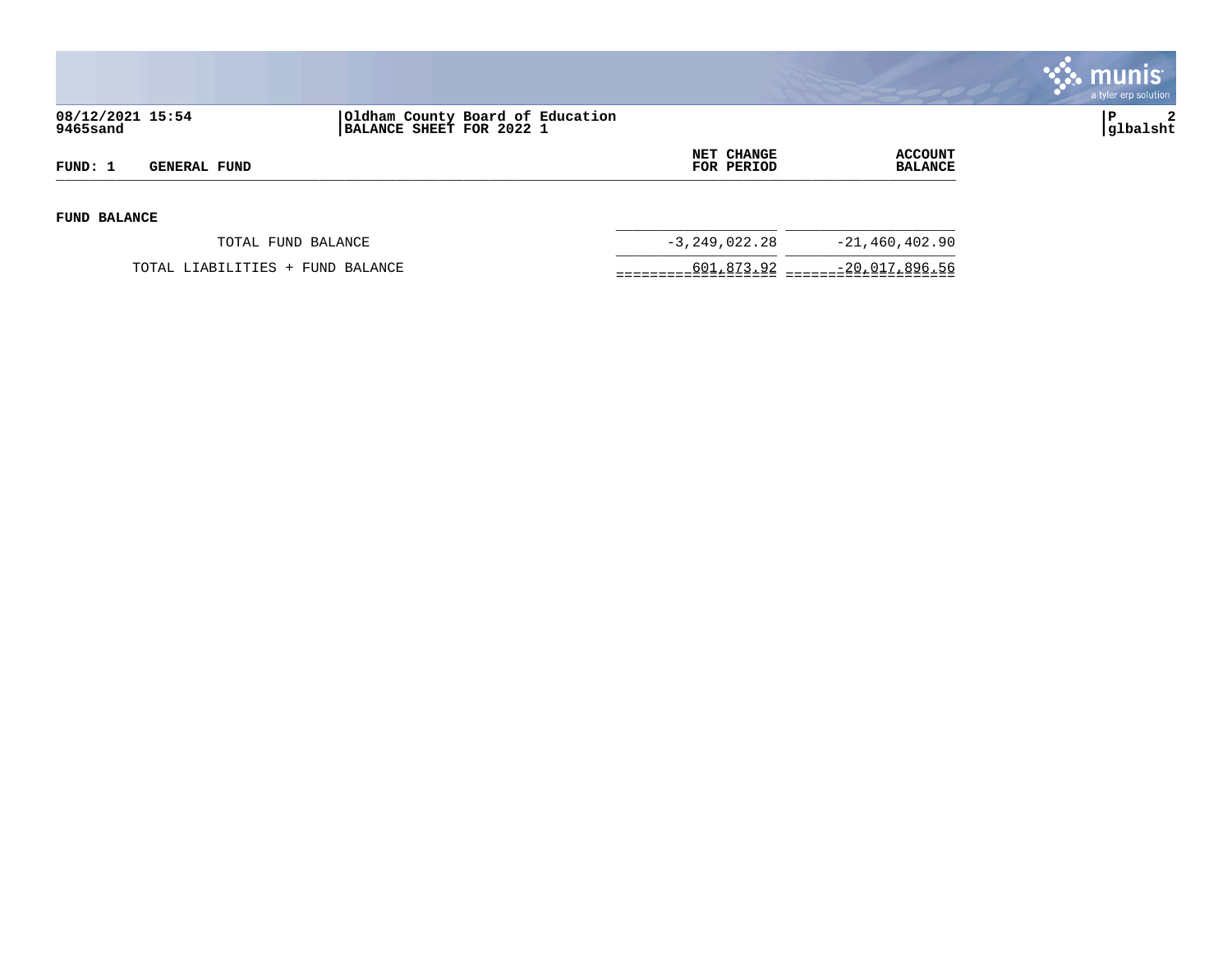08/12/2021 15:54
9465sand

**Oldham County Board of Education**
**BALANCE SHEET FOR 2022 1**

| FUND: 1 GENERAL FUND | NET CHANGE FOR PERIOD | ACCOUNT BALANCE |
|---|---|---|
| **FUND BALANCE** | | |
| TOTAL FUND BALANCE | -3,249,022.28 | -21,460,402.90 |
| TOTAL LIABILITIES + FUND BALANCE | 601,873.92 | -20,017,896.56 |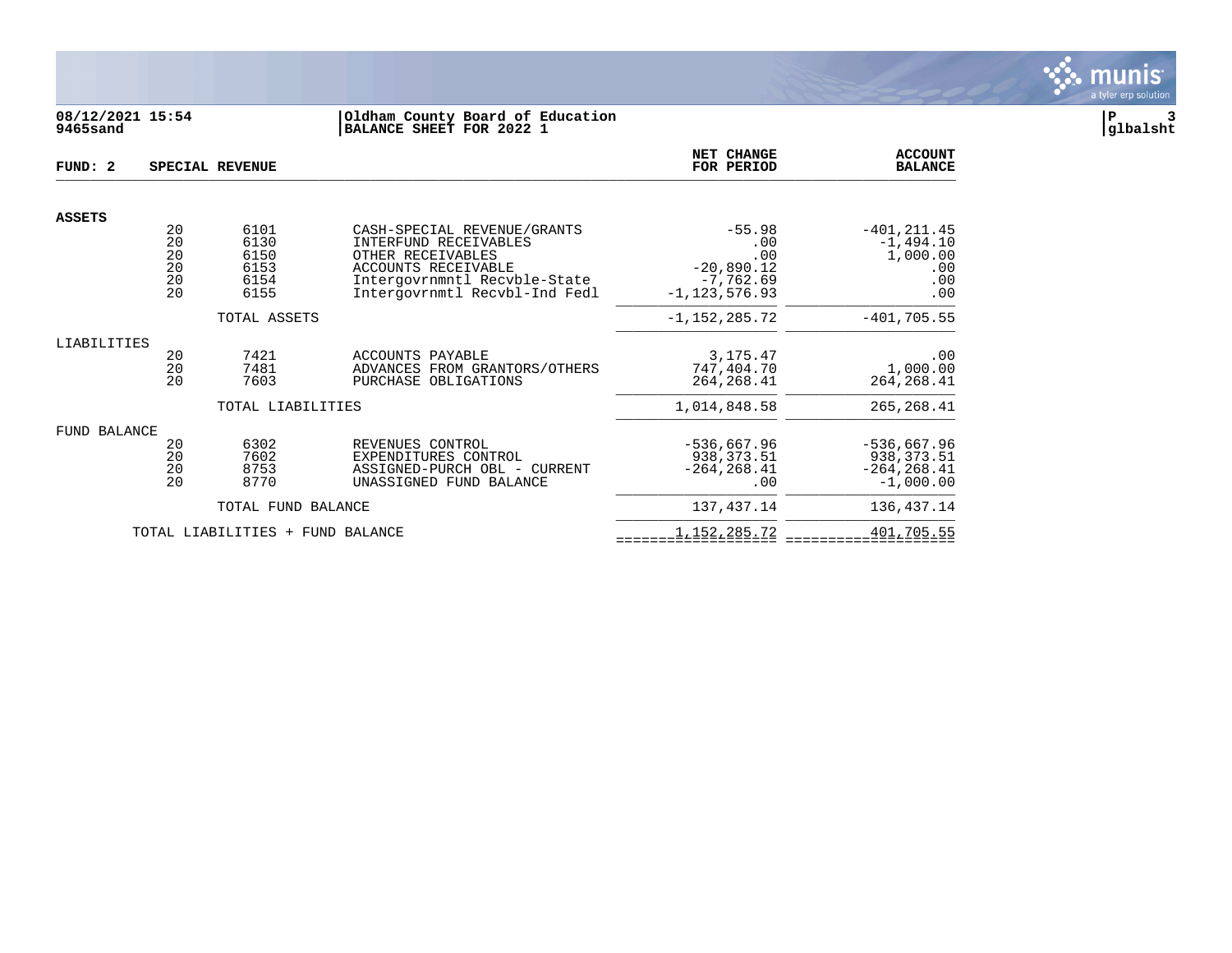**08/12/2021 15:54**
**9465sand**

**Oldham County Board of Education**
**BALANCE SHEET FOR 2022 1**

**P 3**
**glbalsht**

| FUND: 2 | SPECIAL REVENUE | | | NET CHANGE FOR PERIOD | ACCOUNT BALANCE |
|---|---|---|---|---|---|
| **ASSETS** | | | | | |
| | 20 | 6101 | CASH-SPECIAL REVENUE/GRANTS | -55.98 | -401,211.45 |
| | 20 | 6130 | INTERFUND RECEIVABLES | .00 | -1,494.10 |
| | 20 | 6150 | OTHER RECEIVABLES | .00 | 1,000.00 |
| | 20 | 6153 | ACCOUNTS RECEIVABLE | -20,890.12 | .00 |
| | 20 | 6154 | Intergovrnmntl Recvble-State | -7,762.69 | .00 |
| | 20 | 6155 | Intergovrnmntl Recvbl-Ind Fedl | -1,123,576.93 | .00 |
| | | TOTAL ASSETS | | -1,152,285.72 | -401,705.55 |
| LIABILITIES | | | | | |
| | 20 | 7421 | ACCOUNTS PAYABLE | 3,175.47 | .00 |
| | 20 | 7481 | ADVANCES FROM GRANTORS/OTHERS | 747,404.70 | 1,000.00 |
| | 20 | 7603 | PURCHASE OBLIGATIONS | 264,268.41 | 264,268.41 |
| | | TOTAL LIABILITIES | | 1,014,848.58 | 265,268.41 |
| FUND BALANCE | | | | | |
| | 20 | 6302 | REVENUES CONTROL | -536,667.96 | -536,667.96 |
| | 20 | 7602 | EXPENDITURES CONTROL | 938,373.51 | 938,373.51 |
| | 20 | 8753 | ASSIGNED-PURCH OBL - CURRENT | -264,268.41 | -264,268.41 |
| | 20 | 8770 | UNASSIGNED FUND BALANCE | .00 | -1,000.00 |
| | | TOTAL FUND BALANCE | | 137,437.14 | 136,437.14 |
| | TOTAL LIABILITIES + FUND BALANCE | | | 1,152,285.72 | 401,705.55 |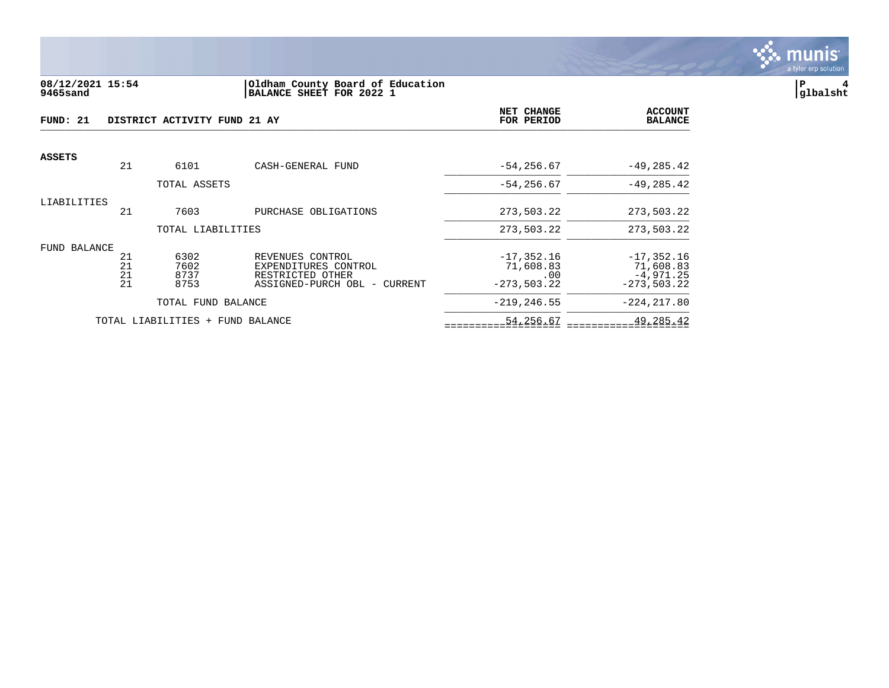**08/12/2021 15:54** | **Oldham County Board of Education**
**9465sand** | **BALANCE SHEET FOR 2022 1**

glbalsht

**FUND: 21 DISTRICT ACTIVITY FUND 21 AY**

| | | | | NET CHANGE FOR PERIOD | ACCOUNT BALANCE |
|---|---|---|---|---|---|
| **ASSETS** | | | | | |
| | 21 | 6101 | CASH-GENERAL FUND | -54,256.67 | -49,285.42 |
| | | TOTAL ASSETS | | -54,256.67 | -49,285.42 |
| LIABILITIES | | | | | |
| | 21 | 7603 | PURCHASE OBLIGATIONS | 273,503.22 | 273,503.22 |
| | | TOTAL LIABILITIES | | 273,503.22 | 273,503.22 |
| FUND BALANCE | | | | | |
| | 21 | 6302 | REVENUES CONTROL | -17,352.16 | -17,352.16 |
| | 21 | 7602 | EXPENDITURES CONTROL | 71,608.83 | 71,608.83 |
| | 21 | 8737 | RESTRICTED OTHER | .00 | -4,971.25 |
| | 21 | 8753 | ASSIGNED-PURCH OBL - CURRENT | -273,503.22 | -273,503.22 |
| | | TOTAL FUND BALANCE | | -219,246.55 | -224,217.80 |
| | TOTAL LIABILITIES + FUND BALANCE | | | 54,256.67 | 49,285.42 |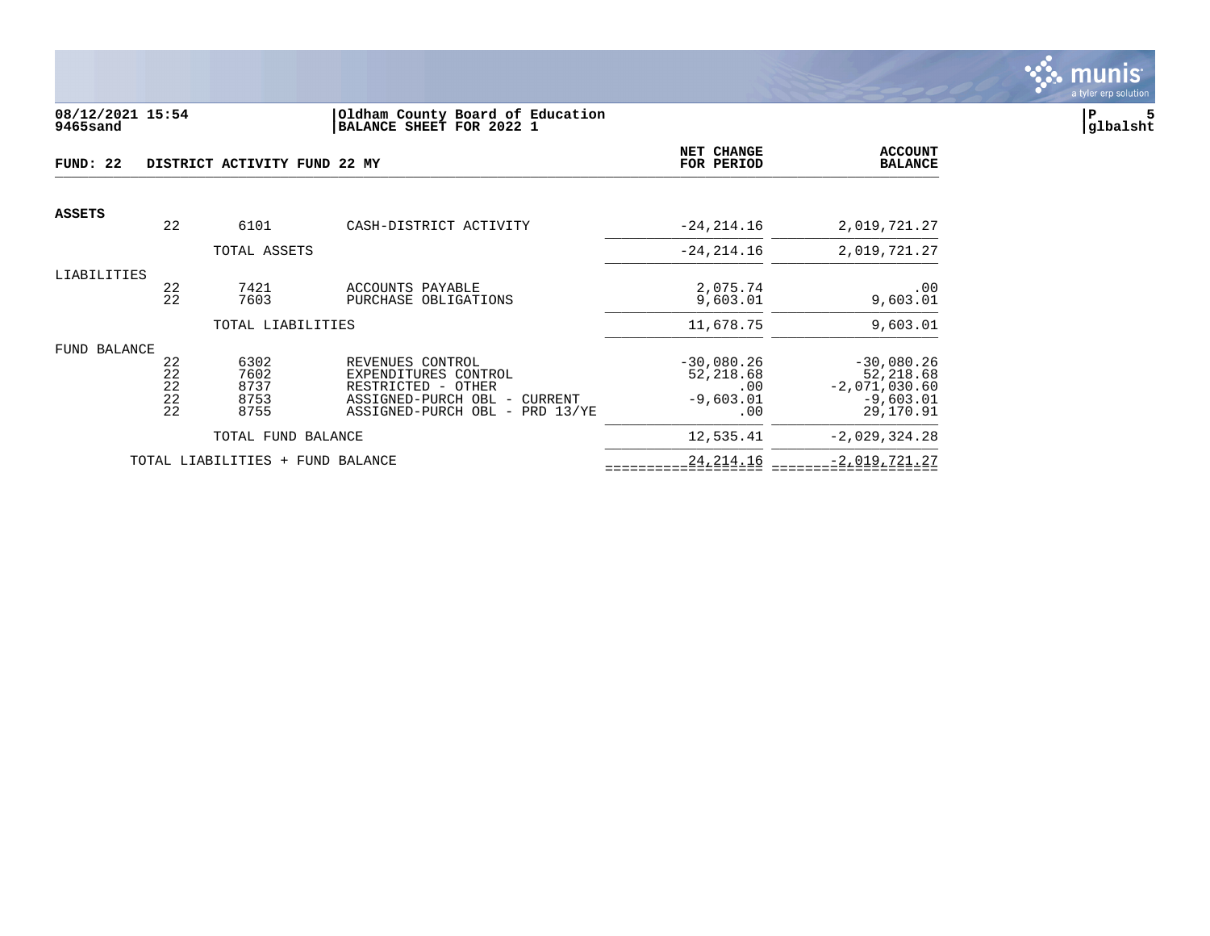**08/12/2021 15:54**
**9465sand**

**Oldham County Board of Education**
**BALANCE SHEET FOR 2022 1**

**glbalsht**

| FUND: 22 | DISTRICT ACTIVITY FUND 22 MY | | | NET CHANGE FOR PERIOD | ACCOUNT BALANCE |
|---|---|---|---|---|---|
| **ASSETS** | | | | | |
| | 22 | 6101 | CASH-DISTRICT ACTIVITY | -24,214.16 | 2,019,721.27 |
| | | TOTAL ASSETS | | -24,214.16 | 2,019,721.27 |
| LIABILITIES | | | | | |
| | 22 | 7421 | ACCOUNTS PAYABLE | 2,075.74 | .00 |
| | 22 | 7603 | PURCHASE OBLIGATIONS | 9,603.01 | 9,603.01 |
| | | TOTAL LIABILITIES | | 11,678.75 | 9,603.01 |
| FUND BALANCE | | | | | |
| | 22 | 6302 | REVENUES CONTROL | -30,080.26 | -30,080.26 |
| | 22 | 7602 | EXPENDITURES CONTROL | 52,218.68 | 52,218.68 |
| | 22 | 8737 | RESTRICTED - OTHER | .00 | -2,071,030.60 |
| | 22 | 8753 | ASSIGNED-PURCH OBL - CURRENT | -9,603.01 | -9,603.01 |
| | 22 | 8755 | ASSIGNED-PURCH OBL - PRD 13/YE | .00 | 29,170.91 |
| | | TOTAL FUND BALANCE | | 12,535.41 | -2,029,324.28 |
| | TOTAL LIABILITIES + FUND BALANCE | | | 24,214.16 | -2,019,721.27 |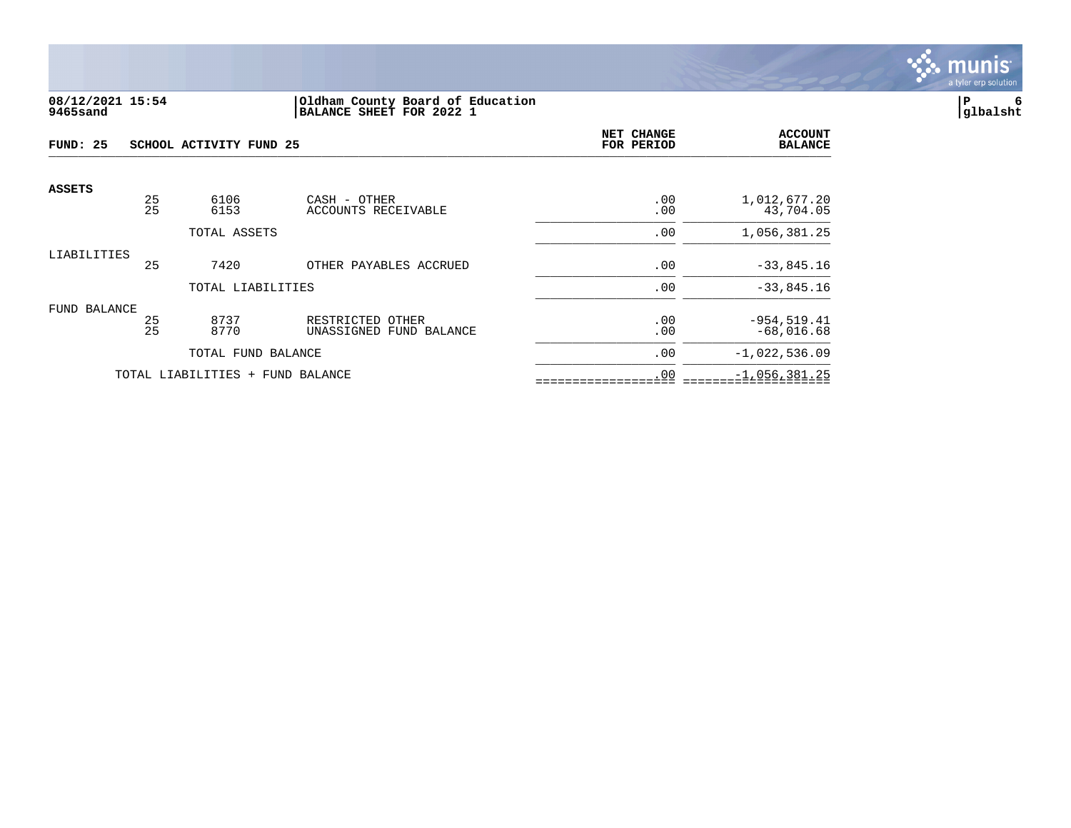08/12/2021 15:54
9465sand

**Oldham County Board of Education**
**BALANCE SHEET FOR 2022 1**

P 6
glbalsht

**FUND: 25 SCHOOL ACTIVITY FUND 25**

| | | | | NET CHANGE FOR PERIOD | ACCOUNT BALANCE |
|---|---|---|---|---|---|
| **ASSETS** | | | | | |
| | 25 | 6106 | CASH - OTHER | .00 | 1,012,677.20 |
| | 25 | 6153 | ACCOUNTS RECEIVABLE | .00 | 43,704.05 |
| | | TOTAL ASSETS | | .00 | 1,056,381.25 |
| LIABILITIES | | | | | |
| | 25 | 7420 | OTHER PAYABLES ACCRUED | .00 | -33,845.16 |
| | | TOTAL LIABILITIES | | .00 | -33,845.16 |
| FUND BALANCE | | | | | |
| | 25 | 8737 | RESTRICTED OTHER | .00 | -954,519.41 |
| | 25 | 8770 | UNASSIGNED FUND BALANCE | .00 | -68,016.68 |
| | | TOTAL FUND BALANCE | | .00 | -1,022,536.09 |
| | TOTAL LIABILITIES + FUND BALANCE | | | .00 | -1,056,381.25 |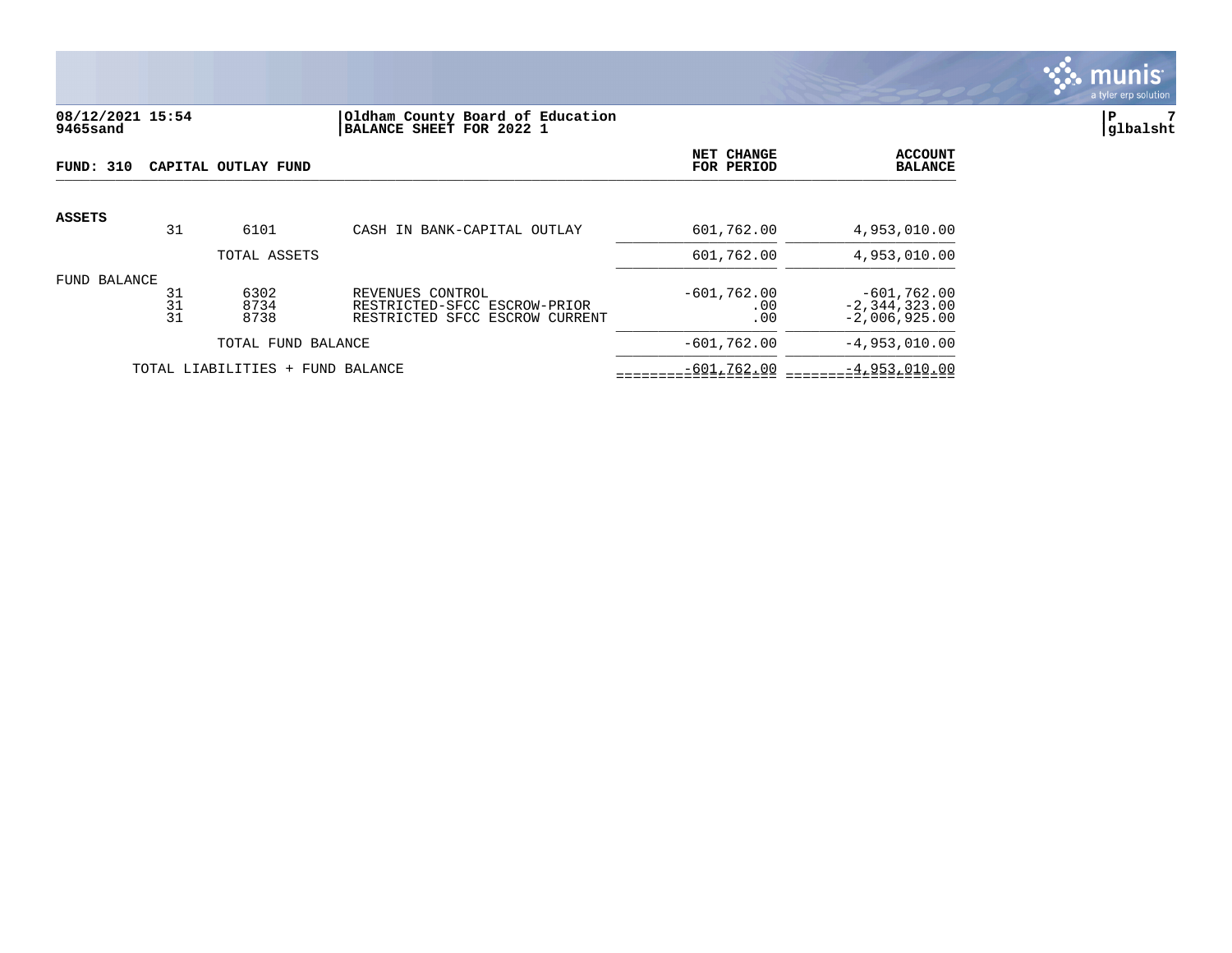08/12/2021 15:54
9465sand

Oldham County Board of Education
BALANCE SHEET FOR 2022 1

glbalsht

| FUND: 310 CAPITAL OUTLAY FUND | | | | NET CHANGE FOR PERIOD | ACCOUNT BALANCE |
|---|---|---|---|---|---|
| **ASSETS** | | | | | |
| | 31 | 6101 | CASH IN BANK-CAPITAL OUTLAY | 601,762.00 | 4,953,010.00 |
| | | TOTAL ASSETS | | 601,762.00 | 4,953,010.00 |
| FUND BALANCE | | | | | |
| | 31 | 6302 | REVENUES CONTROL | -601,762.00 | -601,762.00 |
| | 31 | 8734 | RESTRICTED-SFCC ESCROW-PRIOR | .00 | -2,344,323.00 |
| | 31 | 8738 | RESTRICTED SFCC ESCROW CURRENT | .00 | -2,006,925.00 |
| | | TOTAL FUND BALANCE | | -601,762.00 | -4,953,010.00 |
| | TOTAL LIABILITIES + FUND BALANCE | | | -601,762.00 | -4,953,010.00 |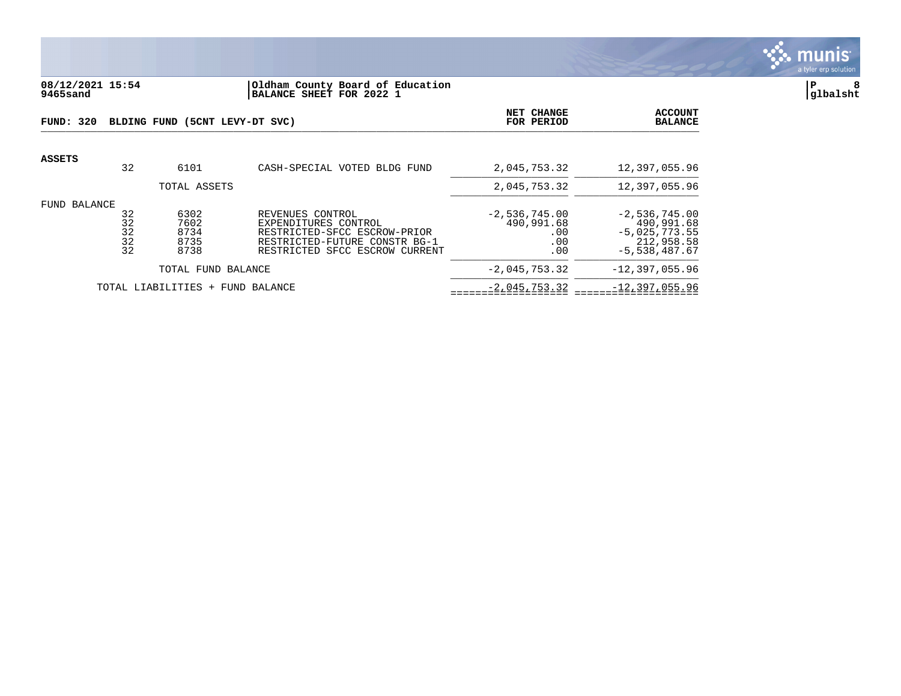08/12/2021 15:54
9465sand

**Oldham County Board of Education**
**BALANCE SHEET FOR 2022 1**

P 8
glbalsht

**FUND: 320 BLDING FUND (5CNT LEVY-DT SVC)**

| | | | | NET CHANGE FOR PERIOD | ACCOUNT BALANCE |
|---|---|---|---|---|---|
| **ASSETS** | 32 | 6101 | CASH-SPECIAL VOTED BLDG FUND | 2,045,753.32 | 12,397,055.96 |
| | | TOTAL ASSETS | | 2,045,753.32 | 12,397,055.96 |
| FUND BALANCE | 32 | 6302 | REVENUES CONTROL | -2,536,745.00 | -2,536,745.00 |
| | 32 | 7602 | EXPENDITURES CONTROL | 490,991.68 | 490,991.68 |
| | 32 | 8734 | RESTRICTED-SFCC ESCROW-PRIOR | .00 | -5,025,773.55 |
| | 32 | 8735 | RESTRICTED-FUTURE CONSTR BG-1 | .00 | 212,958.58 |
| | 32 | 8738 | RESTRICTED SFCC ESCROW CURRENT | .00 | -5,538,487.67 |
| | | TOTAL FUND BALANCE | | -2,045,753.32 | -12,397,055.96 |
| | TOTAL LIABILITIES + FUND BALANCE | | | -2,045,753.32 | -12,397,055.96 |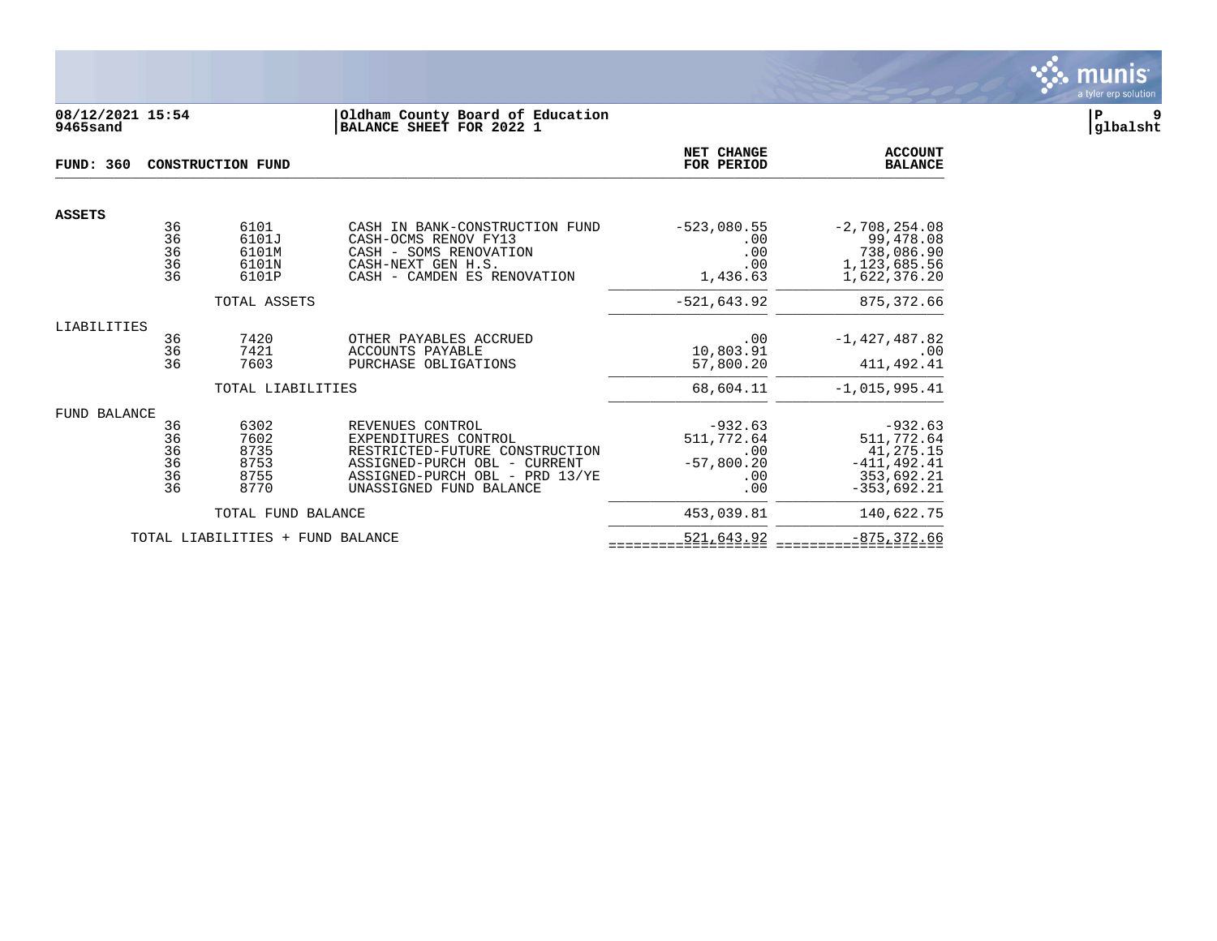08/12/2021 15:54
9465sand

Oldham County Board of Education
BALANCE SHEET FOR 2022 1

P 9
glbalsht

| FUND: 360 CONSTRUCTION FUND | | | | NET CHANGE FOR PERIOD | ACCOUNT BALANCE |
|---|---|---|---|---|---|
| **ASSETS** | | | | | |
| | 36 | 6101 | CASH IN BANK-CONSTRUCTION FUND | -523,080.55 | -2,708,254.08 |
| | 36 | 6101J | CASH-OCMS RENOV FY13 | .00 | 99,478.08 |
| | 36 | 6101M | CASH - SOMS RENOVATION | .00 | 738,086.90 |
| | 36 | 6101N | CASH-NEXT GEN H.S. | .00 | 1,123,685.56 |
| | 36 | 6101P | CASH - CAMDEN ES RENOVATION | 1,436.63 | 1,622,376.20 |
| | | TOTAL ASSETS | | -521,643.92 | 875,372.66 |
| LIABILITIES | | | | | |
| | 36 | 7420 | OTHER PAYABLES ACCRUED | .00 | -1,427,487.82 |
| | 36 | 7421 | ACCOUNTS PAYABLE | 10,803.91 | .00 |
| | 36 | 7603 | PURCHASE OBLIGATIONS | 57,800.20 | 411,492.41 |
| | | TOTAL LIABILITIES | | 68,604.11 | -1,015,995.41 |
| FUND BALANCE | | | | | |
| | 36 | 6302 | REVENUES CONTROL | -932.63 | -932.63 |
| | 36 | 7602 | EXPENDITURES CONTROL | 511,772.64 | 511,772.64 |
| | 36 | 8735 | RESTRICTED-FUTURE CONSTRUCTION | .00 | 41,275.15 |
| | 36 | 8753 | ASSIGNED-PURCH OBL - CURRENT | -57,800.20 | -411,492.41 |
| | 36 | 8755 | ASSIGNED-PURCH OBL - PRD 13/YE | .00 | 353,692.21 |
| | 36 | 8770 | UNASSIGNED FUND BALANCE | .00 | -353,692.21 |
| | | TOTAL FUND BALANCE | | 453,039.81 | 140,622.75 |
| | TOTAL LIABILITIES + FUND BALANCE | | | 521,643.92 | -875,372.66 |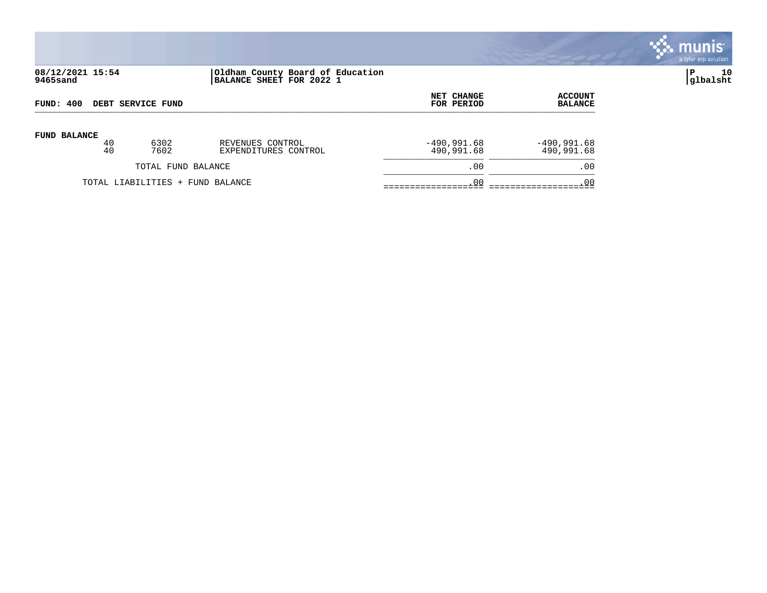**08/12/2021 15:54** | **Oldham County Board of Education**
**9465sand** | **BALANCE SHEET FOR 2022 1**

| FUND: 400 DEBT SERVICE FUND | | | NET CHANGE FOR PERIOD | ACCOUNT BALANCE |
|---|---|---|---|---|
| **FUND BALANCE** | | | | |
| 40 | 6302 | REVENUES CONTROL | -490,991.68 | -490,991.68 |
| 40 | 7602 | EXPENDITURES CONTROL | 490,991.68 | 490,991.68 |
| TOTAL FUND BALANCE | | | .00 | .00 |
| TOTAL LIABILITIES + FUND BALANCE | | | .00 | .00 |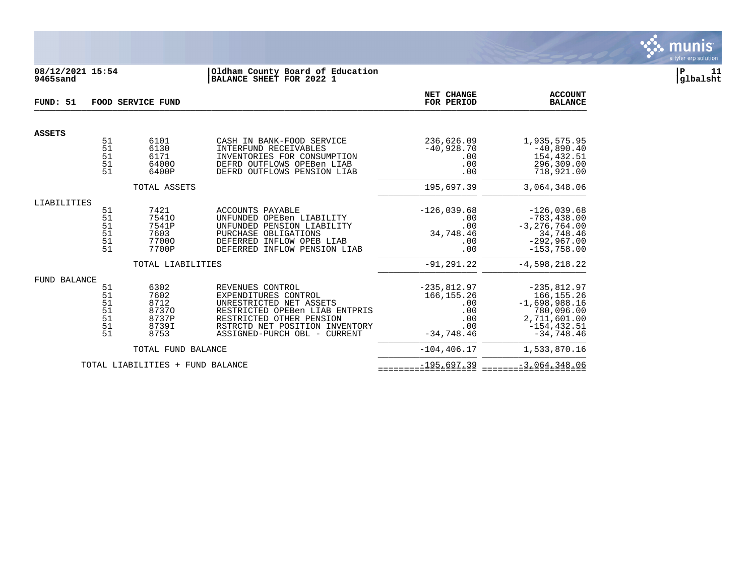08/12/2021 15:54
9465sand

**Oldham County Board of Education**
**BALANCE SHEET FOR 2022 1**

glbalsht

| FUND: 51 | | FOOD SERVICE FUND | | NET CHANGE FOR PERIOD | ACCOUNT BALANCE |
|---|---|---|---|---|---|
| **ASSETS** | | | | | |
| | 51 | 6101 | CASH IN BANK-FOOD SERVICE | 236,626.09 | 1,935,575.95 |
| | 51 | 6130 | INTERFUND RECEIVABLES | -40,928.70 | -40,890.40 |
| | 51 | 6171 | INVENTORIES FOR CONSUMPTION | .00 | 154,432.51 |
| | 51 | 6400O | DEFRD OUTFLOWS OPEBen LIAB | .00 | 296,309.00 |
| | 51 | 6400P | DEFRD OUTFLOWS PENSION LIAB | .00 | 718,921.00 |
| | | TOTAL ASSETS | | 195,697.39 | 3,064,348.06 |
| LIABILITIES | | | | | |
| | 51 | 7421 | ACCOUNTS PAYABLE | -126,039.68 | -126,039.68 |
| | 51 | 7541O | UNFUNDED OPEBen LIABILITY | .00 | -783,438.00 |
| | 51 | 7541P | UNFUNDED PENSION LIABILITY | .00 | -3,276,764.00 |
| | 51 | 7603 | PURCHASE OBLIGATIONS | 34,748.46 | 34,748.46 |
| | 51 | 7700O | DEFERRED INFLOW OPEB LIAB | .00 | -292,967.00 |
| | 51 | 7700P | DEFERRED INFLOW PENSION LIAB | .00 | -153,758.00 |
| | | TOTAL LIABILITIES | | -91,291.22 | -4,598,218.22 |
| FUND BALANCE | | | | | |
| | 51 | 6302 | REVENUES CONTROL | -235,812.97 | -235,812.97 |
| | 51 | 7602 | EXPENDITURES CONTROL | 166,155.26 | 166,155.26 |
| | 51 | 8712 | UNRESTRICTED NET ASSETS | .00 | -1,698,988.16 |
| | 51 | 8737O | RESTRICTED OPEBen LIAB ENTPRIS | .00 | 780,096.00 |
| | 51 | 8737P | RESTRICTED OTHER PENSION | .00 | 2,711,601.00 |
| | 51 | 8739I | RSTRCTD NET POSITION INVENTORY | .00 | -154,432.51 |
| | 51 | 8753 | ASSIGNED-PURCH OBL - CURRENT | -34,748.46 | -34,748.46 |
| | | TOTAL FUND BALANCE | | -104,406.17 | 1,533,870.16 |
| | | TOTAL LIABILITIES + FUND BALANCE | | -195,697.39 | -3,064,348.06 |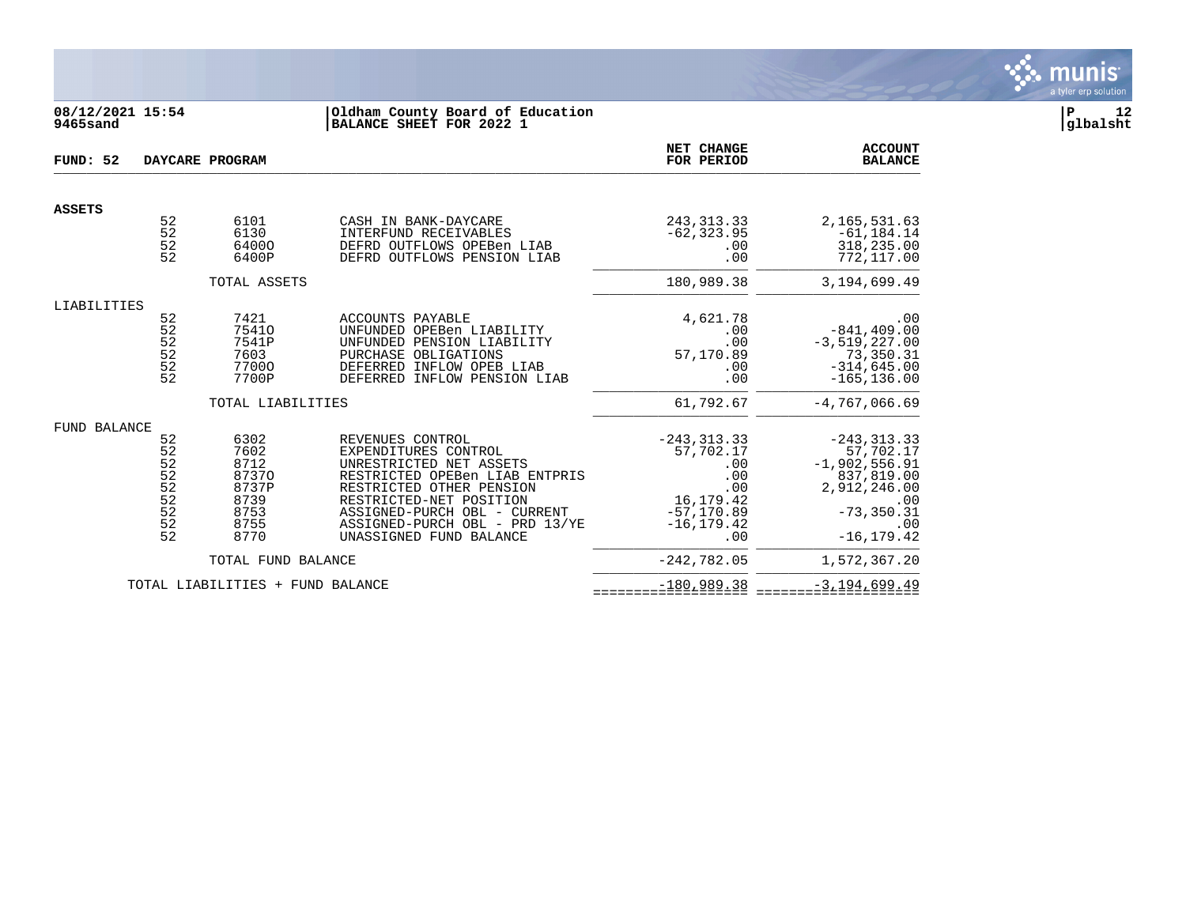**08/12/2021 15:54** | **Oldham County Board of Education**
**9465sand** | **BALANCE SHEET FOR 2022 1**

**glbalsht**

| FUND: 52 | DAYCARE PROGRAM | | | NET CHANGE FOR PERIOD | ACCOUNT BALANCE |
|---|---|---|---|---|---|
| **ASSETS** | | | | | |
| | 52 | 6101 | CASH IN BANK-DAYCARE | 243,313.33 | 2,165,531.63 |
| | 52 | 6130 | INTERFUND RECEIVABLES | -62,323.95 | -61,184.14 |
| | 52 | 6400O | DEFRD OUTFLOWS OPEBen LIAB | .00 | 318,235.00 |
| | 52 | 6400P | DEFRD OUTFLOWS PENSION LIAB | .00 | 772,117.00 |
| | | TOTAL ASSETS | | 180,989.38 | 3,194,699.49 |
| LIABILITIES | | | | | |
| | 52 | 7421 | ACCOUNTS PAYABLE | 4,621.78 | .00 |
| | 52 | 7541O | UNFUNDED OPEBen LIABILITY | .00 | -841,409.00 |
| | 52 | 7541P | UNFUNDED PENSION LIABILITY | .00 | -3,519,227.00 |
| | 52 | 7603 | PURCHASE OBLIGATIONS | 57,170.89 | 73,350.31 |
| | 52 | 7700O | DEFERRED INFLOW OPEB LIAB | .00 | -314,645.00 |
| | 52 | 7700P | DEFERRED INFLOW PENSION LIAB | .00 | -165,136.00 |
| | | TOTAL LIABILITIES | | 61,792.67 | -4,767,066.69 |
| FUND BALANCE | | | | | |
| | 52 | 6302 | REVENUES CONTROL | -243,313.33 | -243,313.33 |
| | 52 | 7602 | EXPENDITURES CONTROL | 57,702.17 | 57,702.17 |
| | 52 | 8712 | UNRESTRICTED NET ASSETS | .00 | -1,902,556.91 |
| | 52 | 8737O | RESTRICTED OPEBen LIAB ENTPRIS | .00 | 837,819.00 |
| | 52 | 8737P | RESTRICTED OTHER PENSION | .00 | 2,912,246.00 |
| | 52 | 8739 | RESTRICTED-NET POSITION | 16,179.42 | .00 |
| | 52 | 8753 | ASSIGNED-PURCH OBL - CURRENT | -57,170.89 | -73,350.31 |
| | 52 | 8755 | ASSIGNED-PURCH OBL - PRD 13/YE | -16,179.42 | .00 |
| | 52 | 8770 | UNASSIGNED FUND BALANCE | .00 | -16,179.42 |
| | | TOTAL FUND BALANCE | | -242,782.05 | 1,572,367.20 |
| | TOTAL LIABILITIES + FUND BALANCE | | | -180,989.38 | -3,194,699.49 |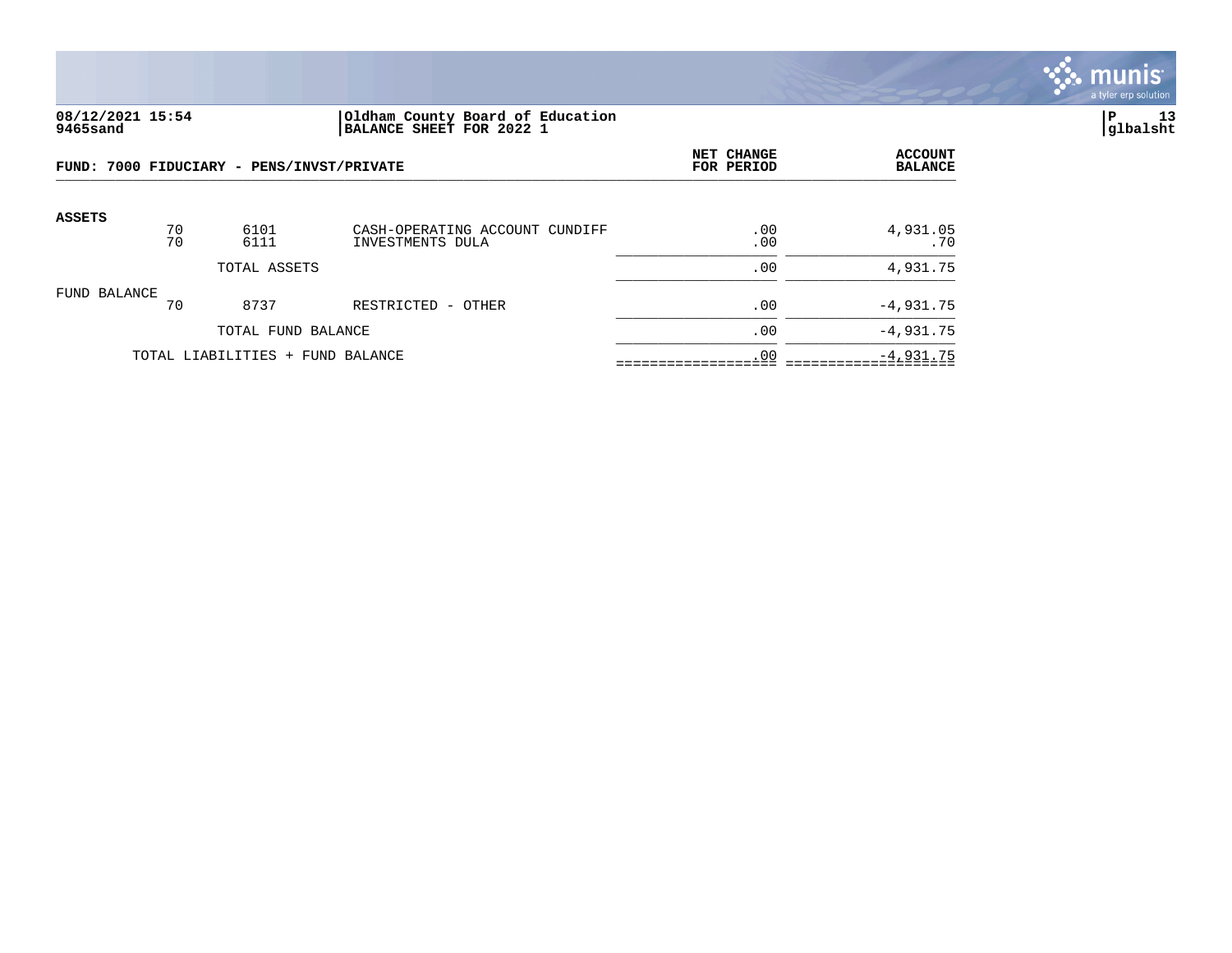08/12/2021 15:54 | Oldham County Board of Education | P 13
9465sand | BALANCE SHEET FOR 2022 1 | glbalsht

**FUND: 7000 FIDUCIARY - PENS/INVST/PRIVATE**

| | | | | NET CHANGE FOR PERIOD | ACCOUNT BALANCE |
|---|---|---|---|---|---|
| **ASSETS** | | | | | |
| | 70 | 6101 | CASH-OPERATING ACCOUNT CUNDIFF | .00 | 4,931.05 |
| | 70 | 6111 | INVESTMENTS DULA | .00 | .70 |
| | | TOTAL ASSETS | | .00 | 4,931.75 |
| FUND BALANCE | | | | | |
| | 70 | 8737 | RESTRICTED - OTHER | .00 | -4,931.75 |
| | | TOTAL FUND BALANCE | | .00 | -4,931.75 |
| | TOTAL LIABILITIES + FUND BALANCE | | | .00 | -4,931.75 |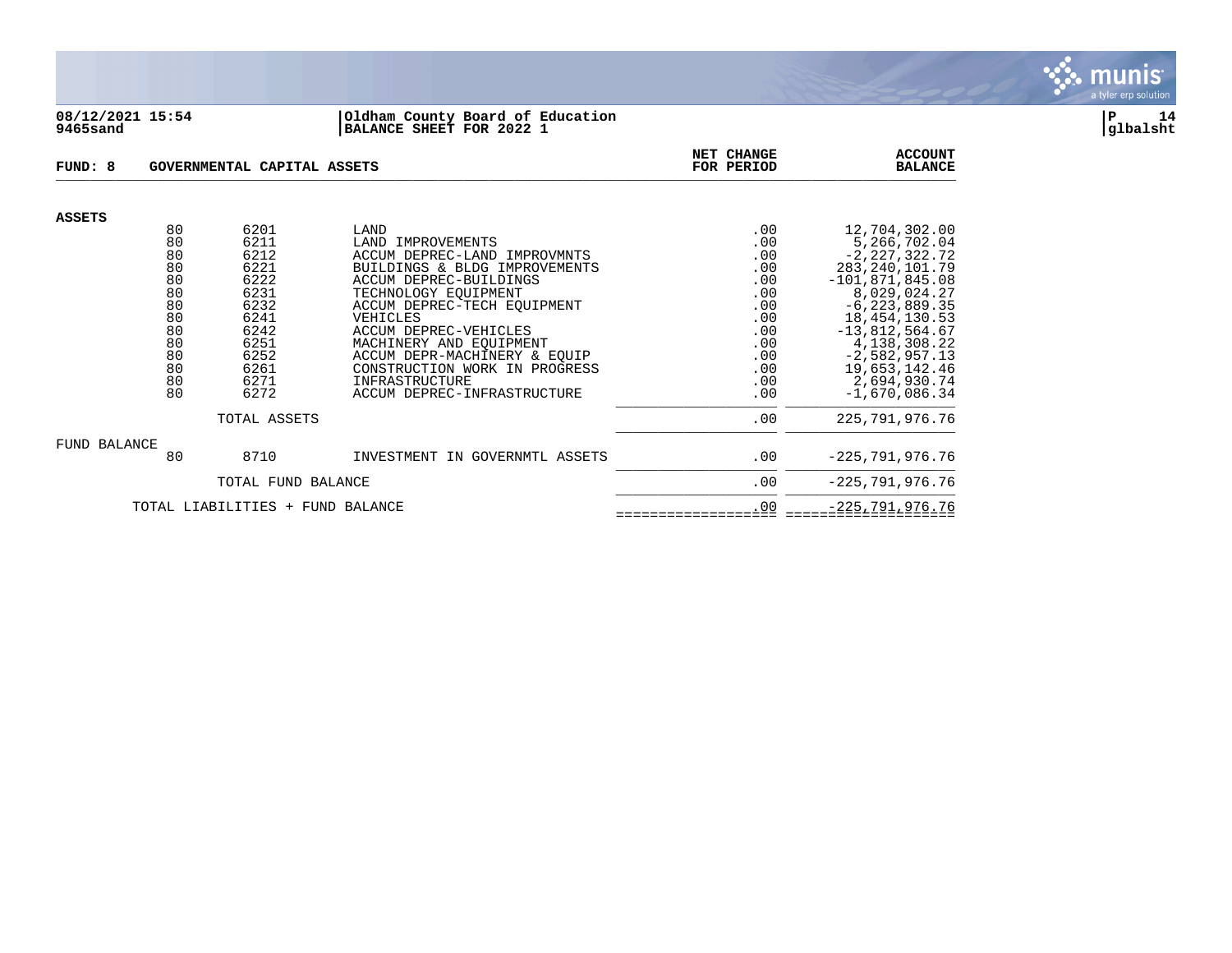**Oldham County Board of Education**
**BALANCE SHEET FOR 2022 1**

08/12/2021 15:54
9465sand

glbalsht

**FUND: 8 GOVERNMENTAL CAPITAL ASSETS**

| | | | | NET CHANGE FOR PERIOD | ACCOUNT BALANCE |
|---|---|---|---|---|---|
| **ASSETS** | | | | | |
| | 80 | 6201 | LAND | .00 | 12,704,302.00 |
| | 80 | 6211 | LAND IMPROVEMENTS | .00 | 5,266,702.04 |
| | 80 | 6212 | ACCUM DEPREC-LAND IMPROVMNTS | .00 | -2,227,322.72 |
| | 80 | 6221 | BUILDINGS & BLDG IMPROVEMENTS | .00 | 283,240,101.79 |
| | 80 | 6222 | ACCUM DEPREC-BUILDINGS | .00 | -101,871,845.08 |
| | 80 | 6231 | TECHNOLOGY EQUIPMENT | .00 | 8,029,024.27 |
| | 80 | 6232 | ACCUM DEPREC-TECH EQUIPMENT | .00 | -6,223,889.35 |
| | 80 | 6241 | VEHICLES | .00 | 18,454,130.53 |
| | 80 | 6242 | ACCUM DEPREC-VEHICLES | .00 | -13,812,564.67 |
| | 80 | 6251 | MACHINERY AND EQUIPMENT | .00 | 4,138,308.22 |
| | 80 | 6252 | ACCUM DEPR-MACHINERY & EQUIP | .00 | -2,582,957.13 |
| | 80 | 6261 | CONSTRUCTION WORK IN PROGRESS | .00 | 19,653,142.46 |
| | 80 | 6271 | INFRASTRUCTURE | .00 | 2,694,930.74 |
| | 80 | 6272 | ACCUM DEPREC-INFRASTRUCTURE | .00 | -1,670,086.34 |
| | | TOTAL ASSETS | | .00 | 225,791,976.76 |
| FUND BALANCE | | | | | |
| | 80 | 8710 | INVESTMENT IN GOVERNMTL ASSETS | .00 | -225,791,976.76 |
| | | TOTAL FUND BALANCE | | .00 | -225,791,976.76 |
| | TOTAL LIABILITIES + FUND BALANCE | | | .00 | -225,791,976.76 |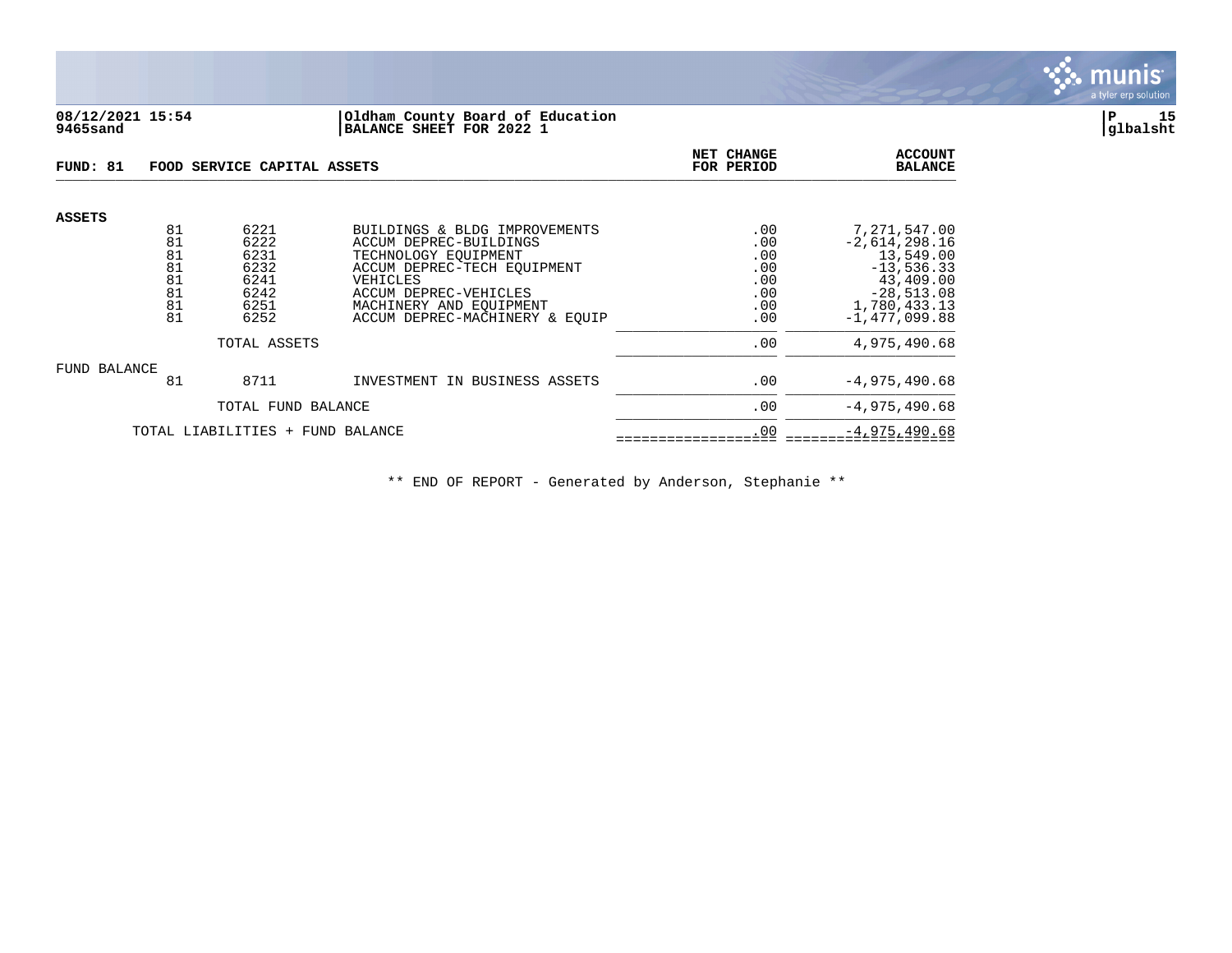08/12/2021 15:54 | Oldham County Board of Education
9465sand | BALANCE SHEET FOR 2022 1

glbalsht

**FUND: 81 FOOD SERVICE CAPITAL ASSETS**

| | | | | NET CHANGE FOR PERIOD | ACCOUNT BALANCE |
|---|---|---|---|---|---|
| **ASSETS** | | | | | |
| | 81 | 6221 | BUILDINGS & BLDG IMPROVEMENTS | .00 | 7,271,547.00 |
| | 81 | 6222 | ACCUM DEPREC-BUILDINGS | .00 | -2,614,298.16 |
| | 81 | 6231 | TECHNOLOGY EQUIPMENT | .00 | 13,549.00 |
| | 81 | 6232 | ACCUM DEPREC-TECH EQUIPMENT | .00 | -13,536.33 |
| | 81 | 6241 | VEHICLES | .00 | 43,409.00 |
| | 81 | 6242 | ACCUM DEPREC-VEHICLES | .00 | -28,513.08 |
| | 81 | 6251 | MACHINERY AND EQUIPMENT | .00 | 1,780,433.13 |
| | 81 | 6252 | ACCUM DEPREC-MACHINERY & EQUIP | .00 | -1,477,099.88 |
| | | TOTAL ASSETS | | .00 | 4,975,490.68 |
| FUND BALANCE | | | | | |
| | 81 | 8711 | INVESTMENT IN BUSINESS ASSETS | .00 | -4,975,490.68 |
| | | TOTAL FUND BALANCE | | .00 | -4,975,490.68 |
| | TOTAL LIABILITIES + FUND BALANCE | | | .00 | -4,975,490.68 |

** END OF REPORT - Generated by Anderson, Stephanie **